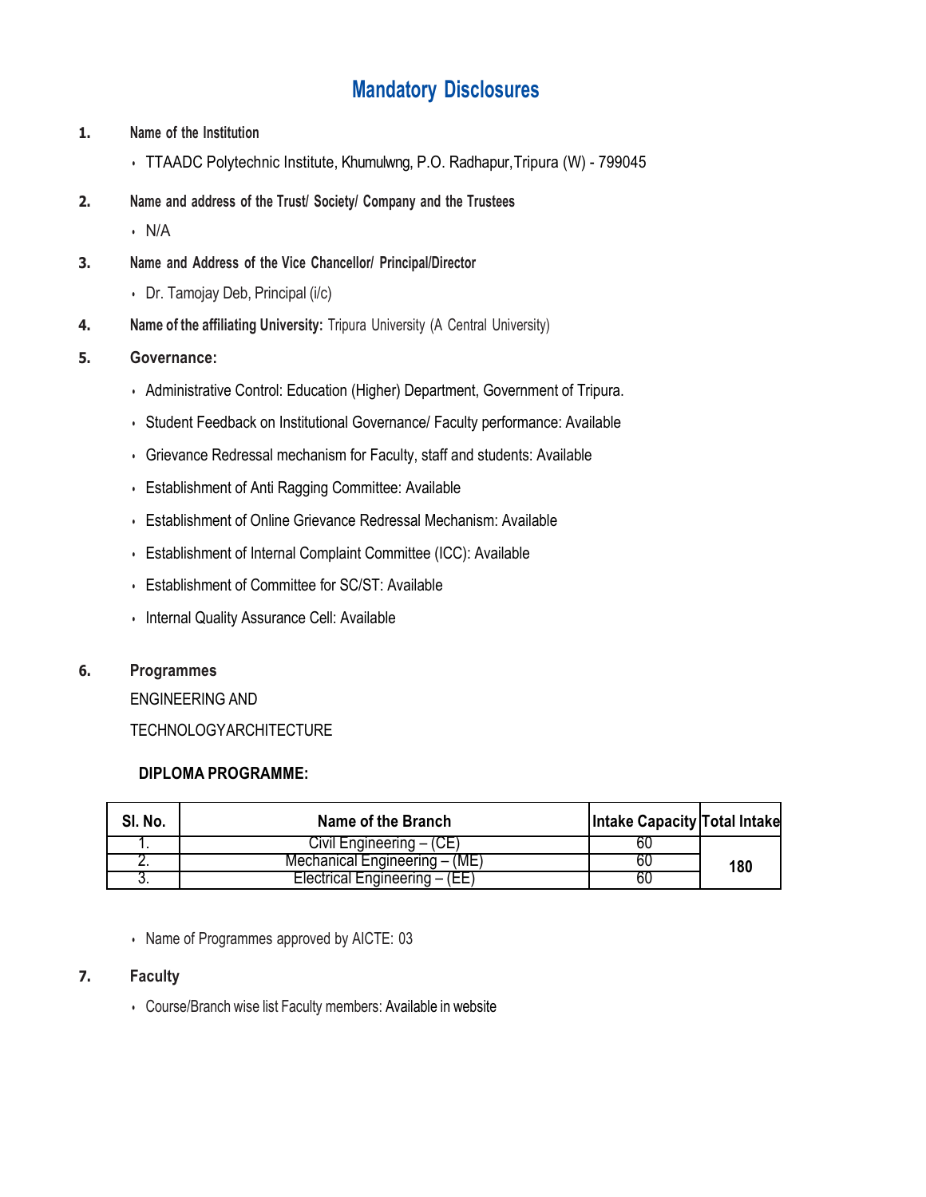# Mandatory Disclosures

1. **Name of the Institution**
   - TTAADC Polytechnic Institute, Khumulwng, P.O. Radhapur,Tripura (W) - 799045

2. **Name and address of the Trust/ Society/ Company and the Trustees**
   - N/A

3. **Name and Address of the Vice Chancellor/ Principal/Director**
   - Dr. Tamojay Deb, Principal (i/c)

4. **Name of the affiliating University:** Tripura University (A Central University)

5. **Governance:**
   - Administrative Control: Education (Higher) Department, Government of Tripura.
   - Student Feedback on Institutional Governance/ Faculty performance: Available
   - Grievance Redressal mechanism for Faculty, staff and students: Available
   - Establishment of Anti Ragging Committee: Available
   - Establishment of Online Grievance Redressal Mechanism: Available
   - Establishment of Internal Complaint Committee (ICC): Available
   - Establishment of Committee for SC/ST: Available
   - Internal Quality Assurance Cell: Available

6. **Programmes**

   ENGINEERING AND

   TECHNOLOGYARCHITECTURE

   **DIPLOMA PROGRAMME:**

| Sl. No. | Name of the Branch | Intake Capacity | Total Intake |
|---|---|---|---|
| 1. | Civil Engineering – (CE) | 60 | 180 |
| 2. | Mechanical Engineering – (ME) | 60 | |
| 3. | Electrical Engineering – (EE) | 60 | |

   - Name of Programmes approved by AICTE: 03

7. **Faculty**
   - Course/Branch wise list Faculty members: Available in website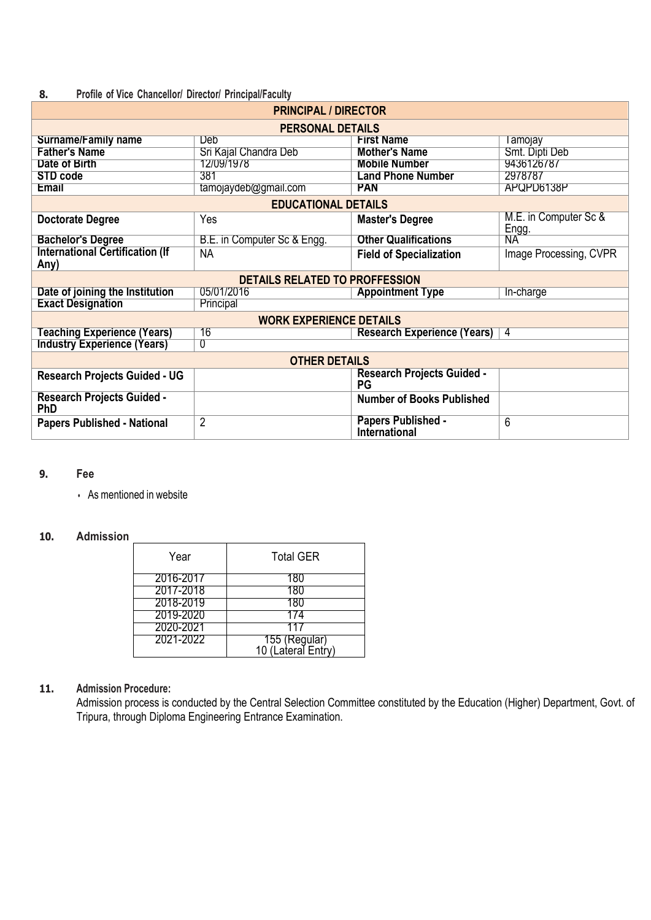## 8. Profile of Vice Chancellor/ Director/ Principal/Faculty

| PRINCIPAL / DIRECTOR | | | |
|---|---|---|---|
| **PERSONAL DETAILS** | | | |
| **Surname/Family name** | Deb | **First Name** | Tamojay |
| **Father's Name** | Sri Kajal Chandra Deb | **Mother's Name** | Smt. Dipti Deb |
| **Date of Birth** | 12/09/1978 | **Mobile Number** | 9436126787 |
| **STD code** | 381 | **Land Phone Number** | 2978787 |
| **Email** | tamojaydeb@gmail.com | **PAN** | APQPD6138P |
| **EDUCATIONAL DETAILS** | | | |
| **Doctorate Degree** | Yes | **Master's Degree** | M.E. in Computer Sc & Engg. |
| **Bachelor's Degree** | B.E. in Computer Sc & Engg. | **Other Qualifications** | NA |
| **International Certification (If Any)** | NA | **Field of Specialization** | Image Processing, CVPR |
| **DETAILS RELATED TO PROFFESSION** | | | |
| **Date of joining the Institution** | 05/01/2016 | **Appointment Type** | In-charge |
| **Exact Designation** | Principal | | |
| **WORK EXPERIENCE DETAILS** | | | |
| **Teaching Experience (Years)** | 16 | **Research Experience (Years)** | 4 |
| **Industry Experience (Years)** | 0 | | |
| **OTHER DETAILS** | | | |
| **Research Projects Guided - UG** | | **Research Projects Guided - PG** | |
| **Research Projects Guided - PhD** | | **Number of Books Published** | |
| **Papers Published - National** | 2 | **Papers Published - International** | 6 |

## 9. Fee

- As mentioned in website

## 10. Admission

| Year | Total GER |
|---|---|
| 2016-2017 | 180 |
| 2017-2018 | 180 |
| 2018-2019 | 180 |
| 2019-2020 | 174 |
| 2020-2021 | 117 |
| 2021-2022 | 155 (Regular) 10 (Lateral Entry) |

## 11. Admission Procedure:

Admission process is conducted by the Central Selection Committee constituted by the Education (Higher) Department, Govt. of Tripura, through Diploma Engineering Entrance Examination.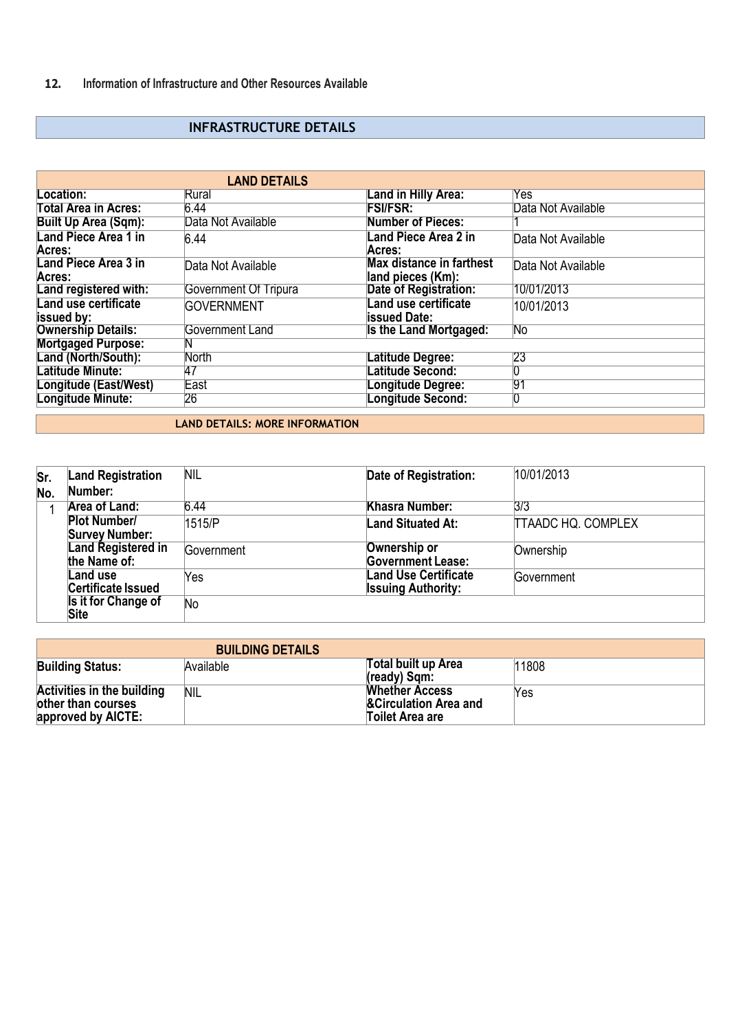## 12. Information of Infrastructure and Other Resources Available

### INFRASTRUCTURE DETAILS

| LAND DETAILS | | | |
|---|---|---|---|
| **Location:** | Rural | **Land in Hilly Area:** | Yes |
| **Total Area in Acres:** | 6.44 | **FSI/FSR:** | Data Not Available |
| **Built Up Area (Sqm):** | Data Not Available | **Number of Pieces:** | 1 |
| **Land Piece Area 1 in Acres:** | 6.44 | **Land Piece Area 2 in Acres:** | Data Not Available |
| **Land Piece Area 3 in Acres:** | Data Not Available | **Max distance in farthest land pieces (Km):** | Data Not Available |
| **Land registered with:** | Government Of Tripura | **Date of Registration:** | 10/01/2013 |
| **Land use certificate issued by:** | GOVERNMENT | **Land use certificate issued Date:** | 10/01/2013 |
| **Ownership Details:** | Government Land | **Is the Land Mortgaged:** | No |
| **Mortgaged Purpose:** | N | | |
| **Land (North/South):** | North | **Latitude Degree:** | 23 |
| **Latitude Minute:** | 47 | **Latitude Second:** | 0 |
| **Longitude (East/West)** | East | **Longitude Degree:** | 91 |
| **Longitude Minute:** | 26 | **Longitude Second:** | 0 |

### LAND DETAILS: MORE INFORMATION

| Sr. No. | Land Registration Number: | NIL | Date of Registration: | 10/01/2013 |
|---|---|---|---|---|
| 1 | **Area of Land:** | 6.44 | **Khasra Number:** | 3/3 |
| | **Plot Number/ Survey Number:** | 1515/P | **Land Situated At:** | TTAADC HQ. COMPLEX |
| | **Land Registered in the Name of:** | Government | **Ownership or Government Lease:** | Ownership |
| | **Land use Certificate Issued** | Yes | **Land Use Certificate Issuing Authority:** | Government |
| | **Is it for Change of Site** | No | | |

| BUILDING DETAILS | | | |
|---|---|---|---|
| **Building Status:** | Available | **Total built up Area (ready) Sqm:** | 11808 |
| **Activities in the building other than courses approved by AICTE:** | NIL | **Whether Access &Circulation Area and Toilet Area are** | Yes |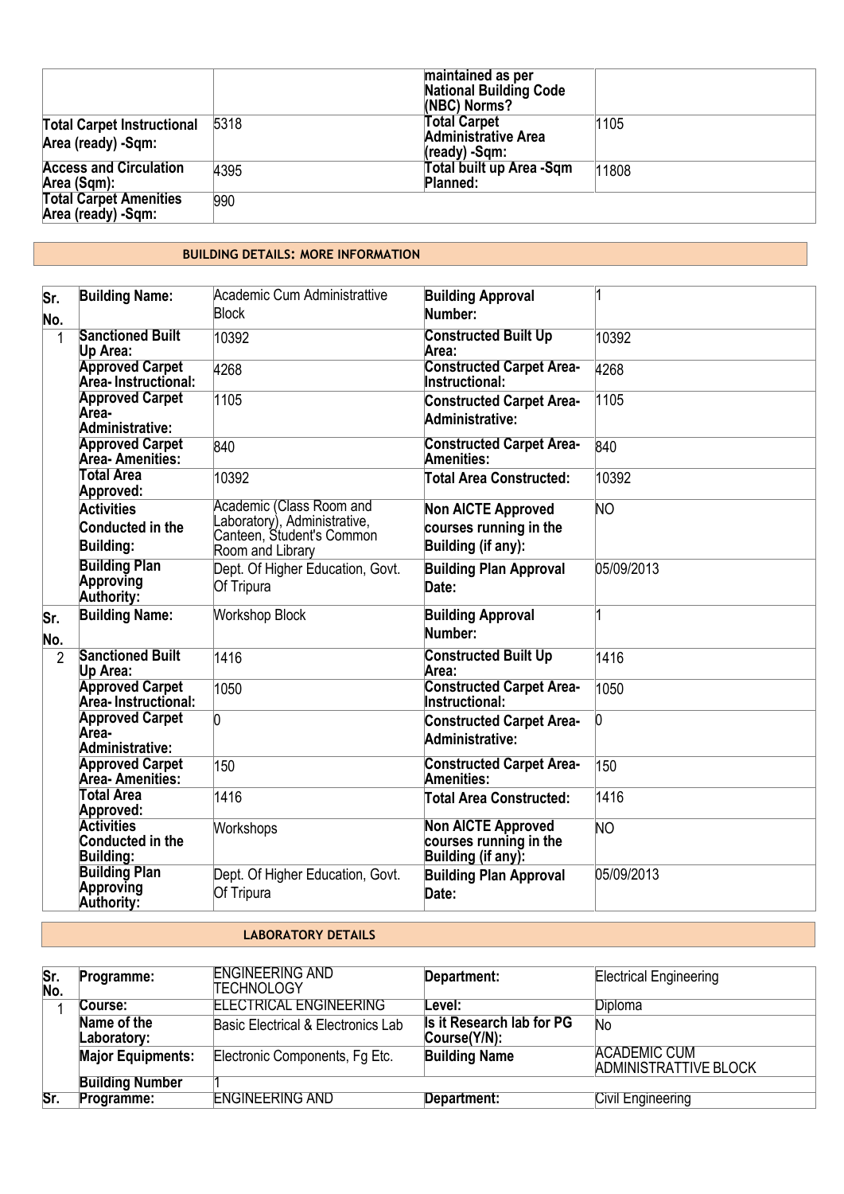| | | maintained as per National Building Code (NBC) Norms? | |
|---|---|---|---|
| **Total Carpet Instructional Area (ready) -Sqm:** | 5318 | **Total Carpet Administrative Area (ready) -Sqm:** | 1105 |
| **Access and Circulation Area (Sqm):** | 4395 | **Total built up Area -Sqm Planned:** | 11808 |
| **Total Carpet Amenities Area (ready) -Sqm:** | 990 | | |

## BUILDING DETAILS: MORE INFORMATION

| Sr. No. | Building Name: | Academic Cum Administrattive Block | Building Approval Number: | 1 |
|---|---|---|---|---|
| 1 | **Sanctioned Built Up Area:** | 10392 | **Constructed Built Up Area:** | 10392 |
| | **Approved Carpet Area- Instructional:** | 4268 | **Constructed Carpet Area- Instructional:** | 4268 |
| | **Approved Carpet Area- Administrative:** | 1105 | **Constructed Carpet Area- Administrative:** | 1105 |
| | **Approved Carpet Area- Amenities:** | 840 | **Constructed Carpet Area- Amenities:** | 840 |
| | **Total Area Approved:** | 10392 | **Total Area Constructed:** | 10392 |
| | **Activities Conducted in the Building:** | Academic (Class Room and Laboratory), Administrative, Canteen, Student's Common Room and Library | **Non AICTE Approved courses running in the Building (if any):** | NO |
| | **Building Plan Approving Authority:** | Dept. Of Higher Education, Govt. Of Tripura | **Building Plan Approval Date:** | 05/09/2013 |
| **Sr. No.** | **Building Name:** | Workshop Block | **Building Approval Number:** | 1 |
| 2 | **Sanctioned Built Up Area:** | 1416 | **Constructed Built Up Area:** | 1416 |
| | **Approved Carpet Area- Instructional:** | 1050 | **Constructed Carpet Area- Instructional:** | 1050 |
| | **Approved Carpet Area- Administrative:** | 0 | **Constructed Carpet Area- Administrative:** | 0 |
| | **Approved Carpet Area- Amenities:** | 150 | **Constructed Carpet Area- Amenities:** | 150 |
| | **Total Area Approved:** | 1416 | **Total Area Constructed:** | 1416 |
| | **Activities Conducted in the Building:** | Workshops | **Non AICTE Approved courses running in the Building (if any):** | NO |
| | **Building Plan Approving Authority:** | Dept. Of Higher Education, Govt. Of Tripura | **Building Plan Approval Date:** | 05/09/2013 |

## LABORATORY DETAILS

| Sr. No. | Programme: | ENGINEERING AND TECHNOLOGY | Department: | Electrical Engineering |
|---|---|---|---|---|
| 1 | **Course:** | ELECTRICAL ENGINEERING | **Level:** | Diploma |
| | **Name of the Laboratory:** | Basic Electrical & Electronics Lab | **Is it Research lab for PG Course(Y/N):** | No |
| | **Major Equipments:** | Electronic Components, Fg Etc. | **Building Name** | ACADEMIC CUM ADMINISTRATTIVE BLOCK |
| | **Building Number** | 1 | | |
| **Sr.** | **Programme:** | ENGINEERING AND | **Department:** | Civil Engineering |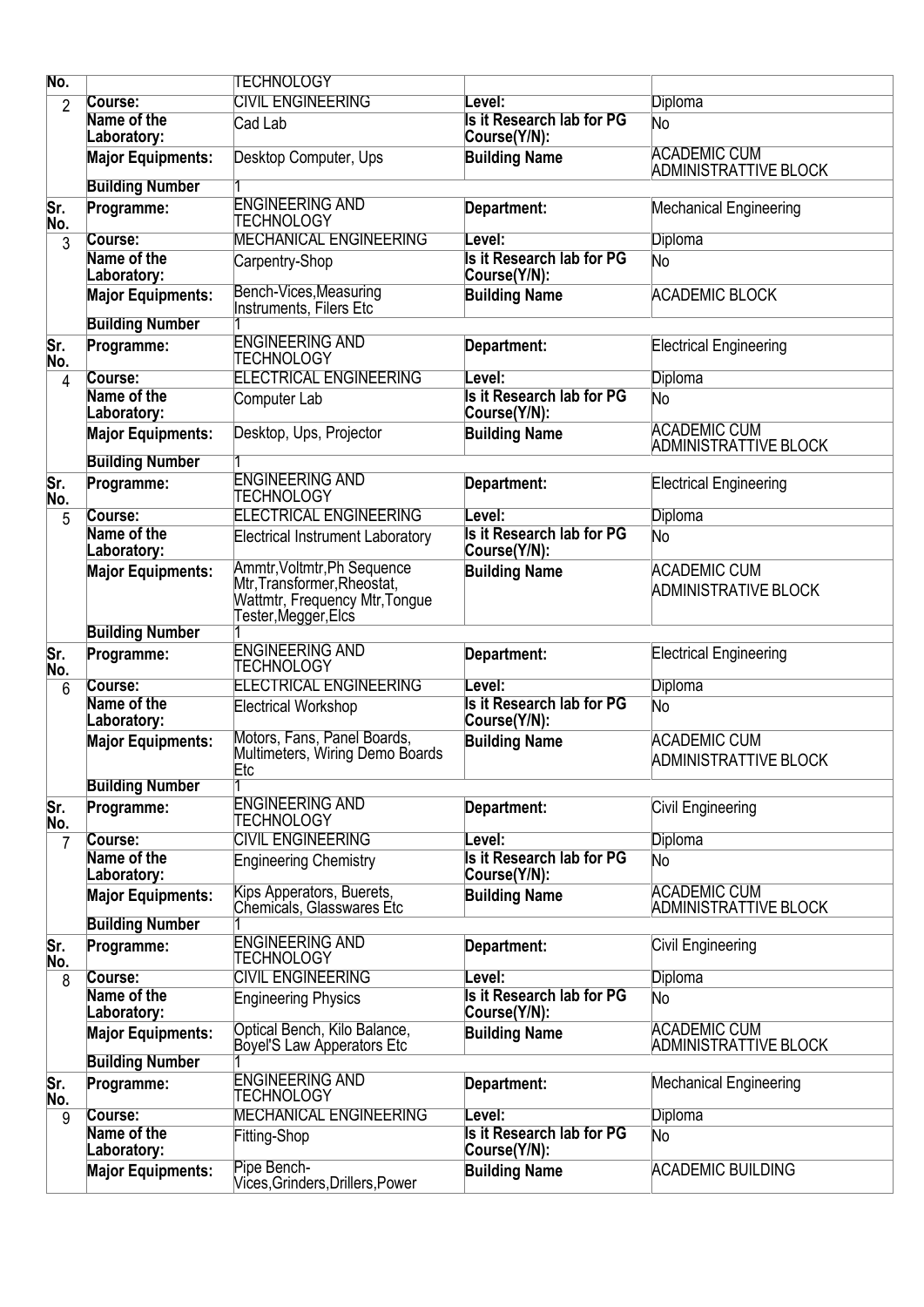| No. | | TECHNOLOGY | | |
|---|---|---|---|---|
| 2 | Course: | CIVIL ENGINEERING | Level: | Diploma |
| | Name of the Laboratory: | Cad Lab | Is it Research lab for PG Course(Y/N): | No |
| | Major Equipments: | Desktop Computer, Ups | Building Name | ACADEMIC CUM ADMINISTRATTIVE BLOCK |
| | Building Number | 1 | | |
| Sr. No. | Programme: | ENGINEERING AND TECHNOLOGY | Department: | Mechanical Engineering |
| 3 | Course: | MECHANICAL ENGINEERING | Level: | Diploma |
| | Name of the Laboratory: | Carpentry-Shop | Is it Research lab for PG Course(Y/N): | No |
| | Major Equipments: | Bench-Vices,Measuring Instruments, Filers Etc | Building Name | ACADEMIC BLOCK |
| | Building Number | 1 | | |
| Sr. No. | Programme: | ENGINEERING AND TECHNOLOGY | Department: | Electrical Engineering |
| 4 | Course: | ELECTRICAL ENGINEERING | Level: | Diploma |
| | Name of the Laboratory: | Computer Lab | Is it Research lab for PG Course(Y/N): | No |
| | Major Equipments: | Desktop, Ups, Projector | Building Name | ACADEMIC CUM ADMINISTRATTIVE BLOCK |
| | Building Number | 1 | | |
| Sr. No. | Programme: | ENGINEERING AND TECHNOLOGY | Department: | Electrical Engineering |
| 5 | Course: | ELECTRICAL ENGINEERING | Level: | Diploma |
| | Name of the Laboratory: | Electrical Instrument Laboratory | Is it Research lab for PG Course(Y/N): | No |
| | Major Equipments: | Ammtr,Voltmtr,Ph Sequence Mtr,Transformer,Rheostat, Wattmtr, Frequency Mtr,Tongue Tester,Megger,Elcs | Building Name | ACADEMIC CUM ADMINISTRATIVE BLOCK |
| | Building Number | 1 | | |
| Sr. No. | Programme: | ENGINEERING AND TECHNOLOGY | Department: | Electrical Engineering |
| 6 | Course: | ELECTRICAL ENGINEERING | Level: | Diploma |
| | Name of the Laboratory: | Electrical Workshop | Is it Research lab for PG Course(Y/N): | No |
| | Major Equipments: | Motors, Fans, Panel Boards, Multimeters, Wiring Demo Boards Etc | Building Name | ACADEMIC CUM ADMINISTRATTIVE BLOCK |
| | Building Number | 1 | | |
| Sr. No. | Programme: | ENGINEERING AND TECHNOLOGY | Department: | Civil Engineering |
| 7 | Course: | CIVIL ENGINEERING | Level: | Diploma |
| | Name of the Laboratory: | Engineering Chemistry | Is it Research lab for PG Course(Y/N): | No |
| | Major Equipments: | Kips Apperators, Buerets, Chemicals, Glasswares Etc | Building Name | ACADEMIC CUM ADMINISTRATTIVE BLOCK |
| | Building Number | 1 | | |
| Sr. No. | Programme: | ENGINEERING AND TECHNOLOGY | Department: | Civil Engineering |
| 8 | Course: | CIVIL ENGINEERING | Level: | Diploma |
| | Name of the Laboratory: | Engineering Physics | Is it Research lab for PG Course(Y/N): | No |
| | Major Equipments: | Optical Bench, Kilo Balance, Boyel'S Law Apperators Etc | Building Name | ACADEMIC CUM ADMINISTRATTIVE BLOCK |
| | Building Number | 1 | | |
| Sr. No. | Programme: | ENGINEERING AND TECHNOLOGY | Department: | Mechanical Engineering |
| 9 | Course: | MECHANICAL ENGINEERING | Level: | Diploma |
| | Name of the Laboratory: | Fitting-Shop | Is it Research lab for PG Course(Y/N): | No |
| | Major Equipments: | Pipe Bench-Vices,Grinders,Drillers,Power | Building Name | ACADEMIC BUILDING |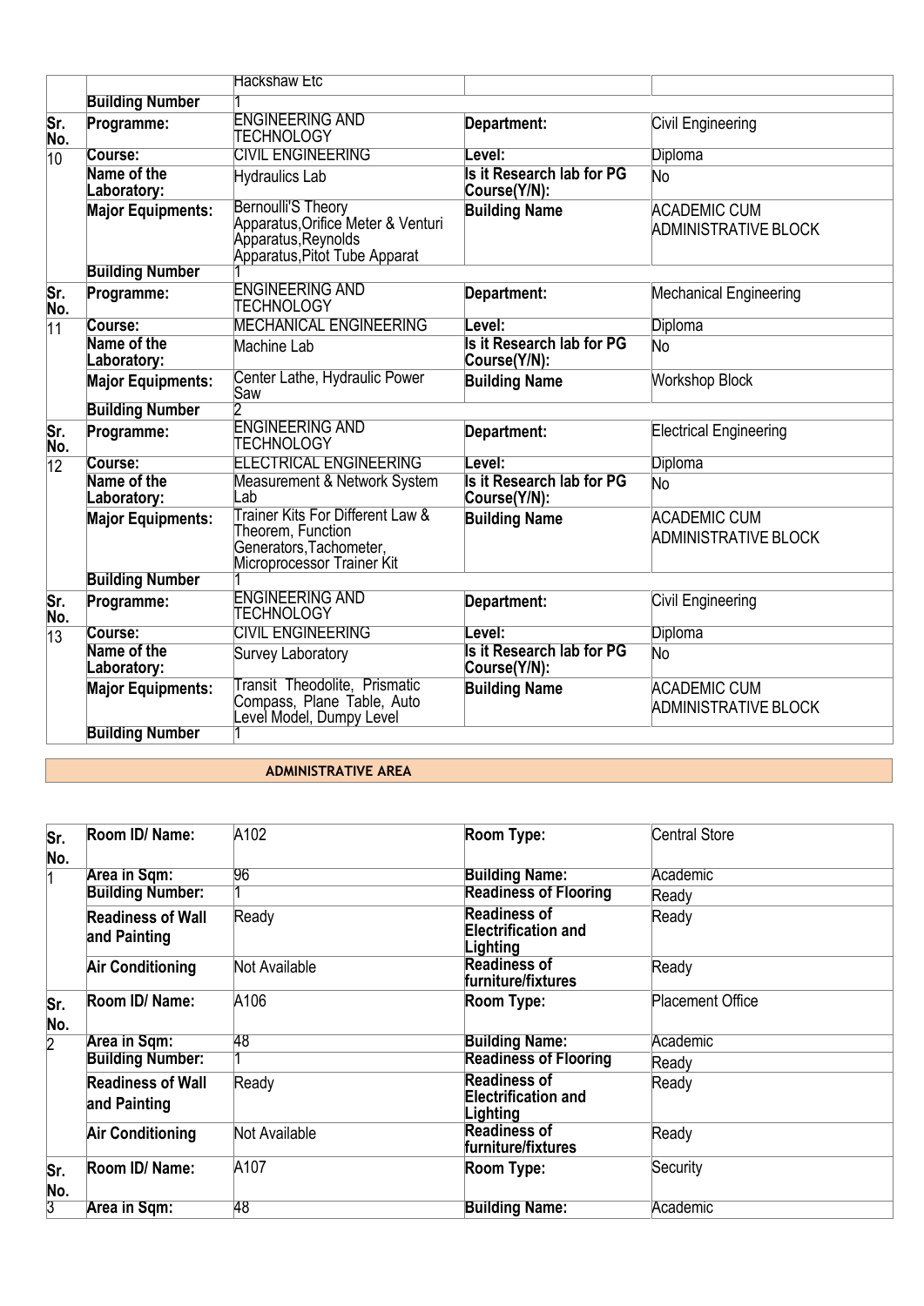| | | Hackshaw Etc | | |
|---|---|---|---|---|
| | **Building Number** | 1 | | |
| **Sr. No.** | **Programme:** | ENGINEERING AND TECHNOLOGY | **Department:** | Civil Engineering |
| 10 | **Course:** | CIVIL ENGINEERING | **Level:** | Diploma |
| | **Name of the Laboratory:** | Hydraulics Lab | **Is it Research lab for PG Course(Y/N):** | No |
| | **Major Equipments:** | Bernoulli'S Theory Apparatus,Orifice Meter & Venturi Apparatus,Reynolds Apparatus,Pitot Tube Apparat | **Building Name** | ACADEMIC CUM ADMINISTRATIVE BLOCK |
| | **Building Number** | 1 | | |
| **Sr. No.** | **Programme:** | ENGINEERING AND TECHNOLOGY | **Department:** | Mechanical Engineering |
| 11 | **Course:** | MECHANICAL ENGINEERING | **Level:** | Diploma |
| | **Name of the Laboratory:** | Machine Lab | **Is it Research lab for PG Course(Y/N):** | No |
| | **Major Equipments:** | Center Lathe, Hydraulic Power Saw | **Building Name** | Workshop Block |
| | **Building Number** | 2 | | |
| **Sr. No.** | **Programme:** | ENGINEERING AND TECHNOLOGY | **Department:** | Electrical Engineering |
| 12 | **Course:** | ELECTRICAL ENGINEERING | **Level:** | Diploma |
| | **Name of the Laboratory:** | Measurement & Network System Lab | **Is it Research lab for PG Course(Y/N):** | No |
| | **Major Equipments:** | Trainer Kits For Different Law & Theorem, Function Generators,Tachometer, Microprocessor Trainer Kit | **Building Name** | ACADEMIC CUM ADMINISTRATIVE BLOCK |
| | **Building Number** | 1 | | |
| **Sr. No.** | **Programme:** | ENGINEERING AND TECHNOLOGY | **Department:** | Civil Engineering |
| 13 | **Course:** | CIVIL ENGINEERING | **Level:** | Diploma |
| | **Name of the Laboratory:** | Survey Laboratory | **Is it Research lab for PG Course(Y/N):** | No |
| | **Major Equipments:** | Transit Theodolite, Prismatic Compass, Plane Table, Auto Level Model, Dumpy Level | **Building Name** | ACADEMIC CUM ADMINISTRATIVE BLOCK |
| | **Building Number** | 1 | | |

## ADMINISTRATIVE AREA

| **Sr. No.** | **Room ID/ Name:** | A102 | **Room Type:** | Central Store |
|---|---|---|---|---|
| 1 | **Area in Sqm:** | 96 | **Building Name:** | Academic |
| | **Building Number:** | 1 | **Readiness of Flooring** | Ready |
| | **Readiness of Wall and Painting** | Ready | **Readiness of Electrification and Lighting** | Ready |
| | **Air Conditioning** | Not Available | **Readiness of furniture/fixtures** | Ready |
| **Sr. No.** | **Room ID/ Name:** | A106 | **Room Type:** | Placement Office |
| 2 | **Area in Sqm:** | 48 | **Building Name:** | Academic |
| | **Building Number:** | 1 | **Readiness of Flooring** | Ready |
| | **Readiness of Wall and Painting** | Ready | **Readiness of Electrification and Lighting** | Ready |
| | **Air Conditioning** | Not Available | **Readiness of furniture/fixtures** | Ready |
| **Sr. No.** | **Room ID/ Name:** | A107 | **Room Type:** | Security |
| 3 | **Area in Sqm:** | 48 | **Building Name:** | Academic |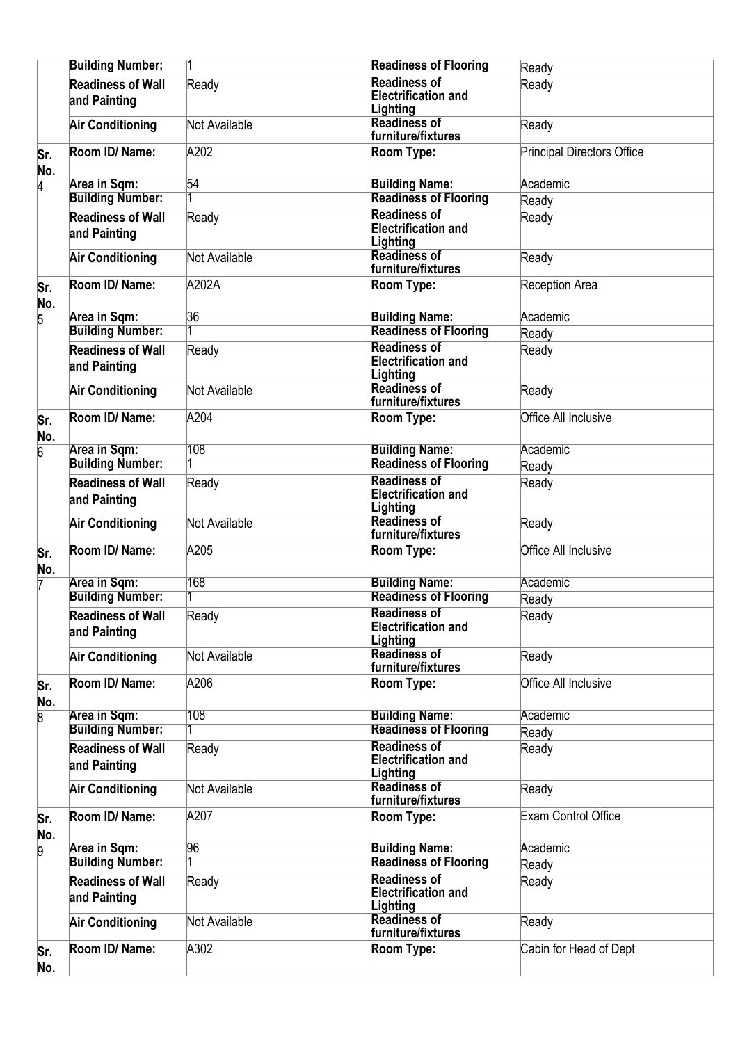| | | | | |
|---|---|---|---|---|
| | **Building Number:** | 1 | **Readiness of Flooring** | Ready |
| | **Readiness of Wall and Painting** | Ready | **Readiness of Electrification and Lighting** | Ready |
| | **Air Conditioning** | Not Available | **Readiness of furniture/fixtures** | Ready |
| **Sr. No.** | **Room ID/ Name:** | A202 | **Room Type:** | Principal Directors Office |
| 4 | **Area in Sqm:** | 54 | **Building Name:** | Academic |
| | **Building Number:** | 1 | **Readiness of Flooring** | Ready |
| | **Readiness of Wall and Painting** | Ready | **Readiness of Electrification and Lighting** | Ready |
| | **Air Conditioning** | Not Available | **Readiness of furniture/fixtures** | Ready |
| **Sr. No.** | **Room ID/ Name:** | A202A | **Room Type:** | Reception Area |
| 5 | **Area in Sqm:** | 36 | **Building Name:** | Academic |
| | **Building Number:** | 1 | **Readiness of Flooring** | Ready |
| | **Readiness of Wall and Painting** | Ready | **Readiness of Electrification and Lighting** | Ready |
| | **Air Conditioning** | Not Available | **Readiness of furniture/fixtures** | Ready |
| **Sr. No.** | **Room ID/ Name:** | A204 | **Room Type:** | Office All Inclusive |
| 6 | **Area in Sqm:** | 108 | **Building Name:** | Academic |
| | **Building Number:** | 1 | **Readiness of Flooring** | Ready |
| | **Readiness of Wall and Painting** | Ready | **Readiness of Electrification and Lighting** | Ready |
| | **Air Conditioning** | Not Available | **Readiness of furniture/fixtures** | Ready |
| **Sr. No.** | **Room ID/ Name:** | A205 | **Room Type:** | Office All Inclusive |
| 7 | **Area in Sqm:** | 168 | **Building Name:** | Academic |
| | **Building Number:** | 1 | **Readiness of Flooring** | Ready |
| | **Readiness of Wall and Painting** | Ready | **Readiness of Electrification and Lighting** | Ready |
| | **Air Conditioning** | Not Available | **Readiness of furniture/fixtures** | Ready |
| **Sr. No.** | **Room ID/ Name:** | A206 | **Room Type:** | Office All Inclusive |
| 8 | **Area in Sqm:** | 108 | **Building Name:** | Academic |
| | **Building Number:** | 1 | **Readiness of Flooring** | Ready |
| | **Readiness of Wall and Painting** | Ready | **Readiness of Electrification and Lighting** | Ready |
| | **Air Conditioning** | Not Available | **Readiness of furniture/fixtures** | Ready |
| **Sr. No.** | **Room ID/ Name:** | A207 | **Room Type:** | Exam Control Office |
| 9 | **Area in Sqm:** | 96 | **Building Name:** | Academic |
| | **Building Number:** | 1 | **Readiness of Flooring** | Ready |
| | **Readiness of Wall and Painting** | Ready | **Readiness of Electrification and Lighting** | Ready |
| | **Air Conditioning** | Not Available | **Readiness of furniture/fixtures** | Ready |
| **Sr. No.** | **Room ID/ Name:** | A302 | **Room Type:** | Cabin for Head of Dept |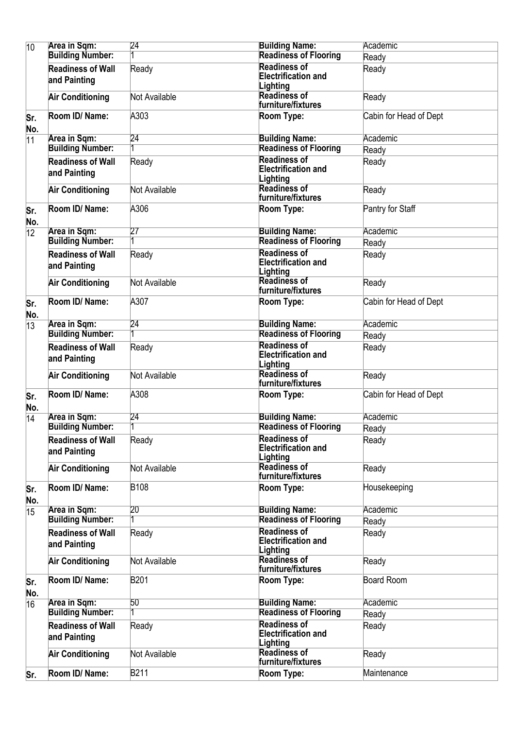| 10 | Area in Sqm: | 24 | Building Name: | Academic |
|---|---|---|---|---|
| | Building Number: | 1 | Readiness of Flooring | Ready |
| | Readiness of Wall and Painting | Ready | Readiness of Electrification and Lighting | Ready |
| | Air Conditioning | Not Available | Readiness of furniture/fixtures | Ready |
| Sr. No. | Room ID/ Name: | A303 | Room Type: | Cabin for Head of Dept |
| 11 | Area in Sqm: | 24 | Building Name: | Academic |
| | Building Number: | 1 | Readiness of Flooring | Ready |
| | Readiness of Wall and Painting | Ready | Readiness of Electrification and Lighting | Ready |
| | Air Conditioning | Not Available | Readiness of furniture/fixtures | Ready |
| Sr. No. | Room ID/ Name: | A306 | Room Type: | Pantry for Staff |
| 12 | Area in Sqm: | 27 | Building Name: | Academic |
| | Building Number: | 1 | Readiness of Flooring | Ready |
| | Readiness of Wall and Painting | Ready | Readiness of Electrification and Lighting | Ready |
| | Air Conditioning | Not Available | Readiness of furniture/fixtures | Ready |
| Sr. No. | Room ID/ Name: | A307 | Room Type: | Cabin for Head of Dept |
| 13 | Area in Sqm: | 24 | Building Name: | Academic |
| | Building Number: | 1 | Readiness of Flooring | Ready |
| | Readiness of Wall and Painting | Ready | Readiness of Electrification and Lighting | Ready |
| | Air Conditioning | Not Available | Readiness of furniture/fixtures | Ready |
| Sr. No. | Room ID/ Name: | A308 | Room Type: | Cabin for Head of Dept |
| 14 | Area in Sqm: | 24 | Building Name: | Academic |
| | Building Number: | 1 | Readiness of Flooring | Ready |
| | Readiness of Wall and Painting | Ready | Readiness of Electrification and Lighting | Ready |
| | Air Conditioning | Not Available | Readiness of furniture/fixtures | Ready |
| Sr. No. | Room ID/ Name: | B108 | Room Type: | Housekeeping |
| 15 | Area in Sqm: | 20 | Building Name: | Academic |
| | Building Number: | 1 | Readiness of Flooring | Ready |
| | Readiness of Wall and Painting | Ready | Readiness of Electrification and Lighting | Ready |
| | Air Conditioning | Not Available | Readiness of furniture/fixtures | Ready |
| Sr. No. | Room ID/ Name: | B201 | Room Type: | Board Room |
| 16 | Area in Sqm: | 50 | Building Name: | Academic |
| | Building Number: | 1 | Readiness of Flooring | Ready |
| | Readiness of Wall and Painting | Ready | Readiness of Electrification and Lighting | Ready |
| | Air Conditioning | Not Available | Readiness of furniture/fixtures | Ready |
| Sr. | Room ID/ Name: | B211 | Room Type: | Maintenance |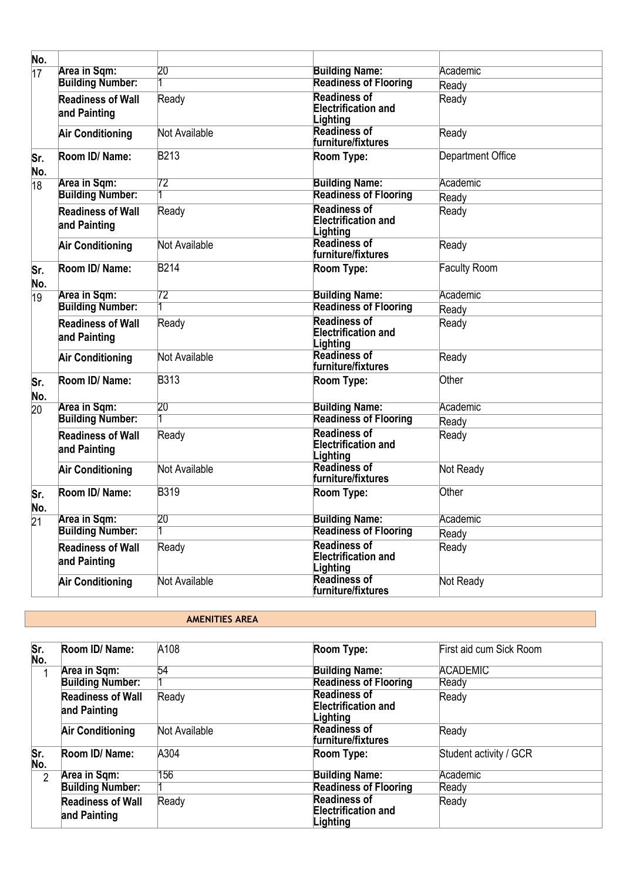| No. | | | | |
|---|---|---|---|---|
| 17 | **Area in Sqm:** | 20 | **Building Name:** | Academic |
| | **Building Number:** | 1 | **Readiness of Flooring** | Ready |
| | **Readiness of Wall and Painting** | Ready | **Readiness of Electrification and Lighting** | Ready |
| | **Air Conditioning** | Not Available | **Readiness of furniture/fixtures** | Ready |
| **Sr. No.** | **Room ID/ Name:** | B213 | **Room Type:** | Department Office |
| 18 | **Area in Sqm:** | 72 | **Building Name:** | Academic |
| | **Building Number:** | 1 | **Readiness of Flooring** | Ready |
| | **Readiness of Wall and Painting** | Ready | **Readiness of Electrification and Lighting** | Ready |
| | **Air Conditioning** | Not Available | **Readiness of furniture/fixtures** | Ready |
| **Sr. No.** | **Room ID/ Name:** | B214 | **Room Type:** | Faculty Room |
| 19 | **Area in Sqm:** | 72 | **Building Name:** | Academic |
| | **Building Number:** | 1 | **Readiness of Flooring** | Ready |
| | **Readiness of Wall and Painting** | Ready | **Readiness of Electrification and Lighting** | Ready |
| | **Air Conditioning** | Not Available | **Readiness of furniture/fixtures** | Ready |
| **Sr. No.** | **Room ID/ Name:** | B313 | **Room Type:** | Other |
| 20 | **Area in Sqm:** | 20 | **Building Name:** | Academic |
| | **Building Number:** | 1 | **Readiness of Flooring** | Ready |
| | **Readiness of Wall and Painting** | Ready | **Readiness of Electrification and Lighting** | Ready |
| | **Air Conditioning** | Not Available | **Readiness of furniture/fixtures** | Not Ready |
| **Sr. No.** | **Room ID/ Name:** | B319 | **Room Type:** | Other |
| 21 | **Area in Sqm:** | 20 | **Building Name:** | Academic |
| | **Building Number:** | 1 | **Readiness of Flooring** | Ready |
| | **Readiness of Wall and Painting** | Ready | **Readiness of Electrification and Lighting** | Ready |
| | **Air Conditioning** | Not Available | **Readiness of furniture/fixtures** | Not Ready |

**AMENITIES AREA**

| Sr. No. | Room ID/ Name: | A108 | Room Type: | First aid cum Sick Room |
|---|---|---|---|---|
| 1 | **Area in Sqm:** | 54 | **Building Name:** | ACADEMIC |
| | **Building Number:** | 1 | **Readiness of Flooring** | Ready |
| | **Readiness of Wall and Painting** | Ready | **Readiness of Electrification and Lighting** | Ready |
| | **Air Conditioning** | Not Available | **Readiness of furniture/fixtures** | Ready |
| **Sr. No.** | **Room ID/ Name:** | A304 | **Room Type:** | Student activity / GCR |
| 2 | **Area in Sqm:** | 156 | **Building Name:** | Academic |
| | **Building Number:** | 1 | **Readiness of Flooring** | Ready |
| | **Readiness of Wall and Painting** | Ready | **Readiness of Electrification and Lighting** | Ready |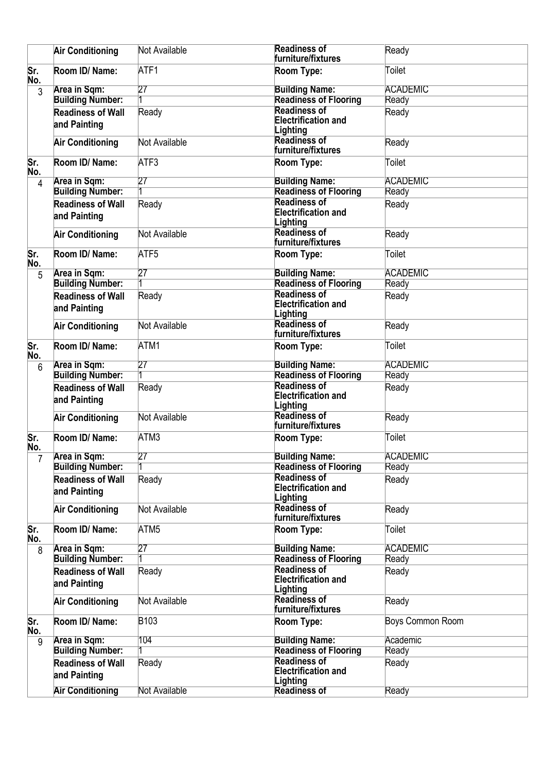| | Air Conditioning | Not Available | Readiness of furniture/fixtures | Ready |
|---|---|---|---|---|
| Sr. No. | Room ID/ Name: | ATF1 | Room Type: | Toilet |
| 3 | Area in Sqm: | 27 | Building Name: | ACADEMIC |
| | Building Number: | 1 | Readiness of Flooring | Ready |
| | Readiness of Wall and Painting | Ready | Readiness of Electrification and Lighting | Ready |
| | Air Conditioning | Not Available | Readiness of furniture/fixtures | Ready |
| Sr. No. | Room ID/ Name: | ATF3 | Room Type: | Toilet |
| 4 | Area in Sqm: | 27 | Building Name: | ACADEMIC |
| | Building Number: | 1 | Readiness of Flooring | Ready |
| | Readiness of Wall and Painting | Ready | Readiness of Electrification and Lighting | Ready |
| | Air Conditioning | Not Available | Readiness of furniture/fixtures | Ready |
| Sr. No. | Room ID/ Name: | ATF5 | Room Type: | Toilet |
| 5 | Area in Sqm: | 27 | Building Name: | ACADEMIC |
| | Building Number: | 1 | Readiness of Flooring | Ready |
| | Readiness of Wall and Painting | Ready | Readiness of Electrification and Lighting | Ready |
| | Air Conditioning | Not Available | Readiness of furniture/fixtures | Ready |
| Sr. No. | Room ID/ Name: | ATM1 | Room Type: | Toilet |
| 6 | Area in Sqm: | 27 | Building Name: | ACADEMIC |
| | Building Number: | 1 | Readiness of Flooring | Ready |
| | Readiness of Wall and Painting | Ready | Readiness of Electrification and Lighting | Ready |
| | Air Conditioning | Not Available | Readiness of furniture/fixtures | Ready |
| Sr. No. | Room ID/ Name: | ATM3 | Room Type: | Toilet |
| 7 | Area in Sqm: | 27 | Building Name: | ACADEMIC |
| | Building Number: | 1 | Readiness of Flooring | Ready |
| | Readiness of Wall and Painting | Ready | Readiness of Electrification and Lighting | Ready |
| | Air Conditioning | Not Available | Readiness of furniture/fixtures | Ready |
| Sr. No. | Room ID/ Name: | ATM5 | Room Type: | Toilet |
| 8 | Area in Sqm: | 27 | Building Name: | ACADEMIC |
| | Building Number: | 1 | Readiness of Flooring | Ready |
| | Readiness of Wall and Painting | Ready | Readiness of Electrification and Lighting | Ready |
| | Air Conditioning | Not Available | Readiness of furniture/fixtures | Ready |
| Sr. No. | Room ID/ Name: | B103 | Room Type: | Boys Common Room |
| 9 | Area in Sqm: | 104 | Building Name: | Academic |
| | Building Number: | 1 | Readiness of Flooring | Ready |
| | Readiness of Wall and Painting | Ready | Readiness of Electrification and Lighting | Ready |
| | Air Conditioning | Not Available | Readiness of | Ready |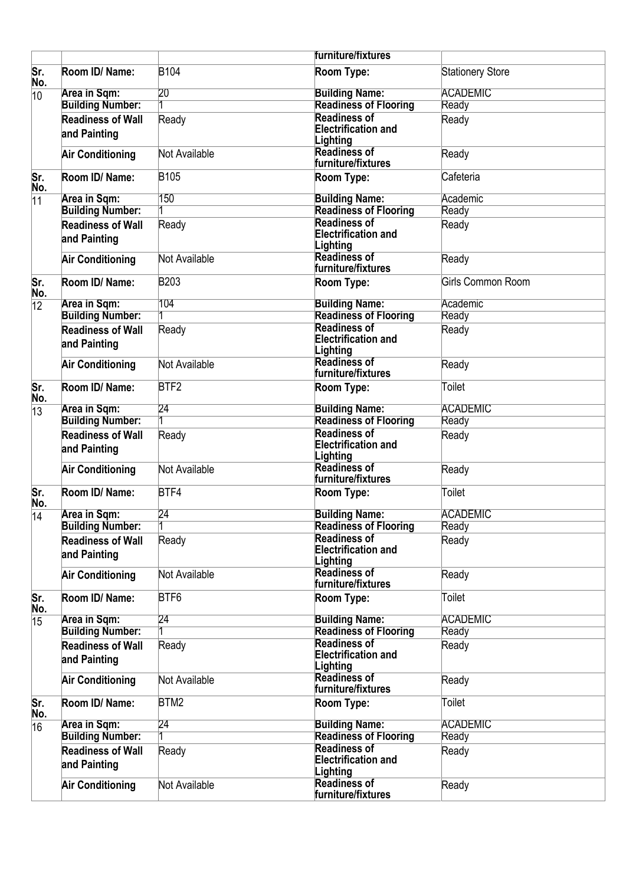| | | | furniture/fixtures | |
|---|---|---|---|---|
| **Sr. No.** | **Room ID/ Name:** | B104 | **Room Type:** | Stationery Store |
| 10 | **Area in Sqm:** | 20 | **Building Name:** | ACADEMIC |
| | **Building Number:** | 1 | **Readiness of Flooring** | Ready |
| | **Readiness of Wall and Painting** | Ready | **Readiness of Electrification and Lighting** | Ready |
| | **Air Conditioning** | Not Available | **Readiness of furniture/fixtures** | Ready |
| **Sr. No.** | **Room ID/ Name:** | B105 | **Room Type:** | Cafeteria |
| 11 | **Area in Sqm:** | 150 | **Building Name:** | Academic |
| | **Building Number:** | 1 | **Readiness of Flooring** | Ready |
| | **Readiness of Wall and Painting** | Ready | **Readiness of Electrification and Lighting** | Ready |
| | **Air Conditioning** | Not Available | **Readiness of furniture/fixtures** | Ready |
| **Sr. No.** | **Room ID/ Name:** | B203 | **Room Type:** | Girls Common Room |
| 12 | **Area in Sqm:** | 104 | **Building Name:** | Academic |
| | **Building Number:** | 1 | **Readiness of Flooring** | Ready |
| | **Readiness of Wall and Painting** | Ready | **Readiness of Electrification and Lighting** | Ready |
| | **Air Conditioning** | Not Available | **Readiness of furniture/fixtures** | Ready |
| **Sr. No.** | **Room ID/ Name:** | BTF2 | **Room Type:** | Toilet |
| 13 | **Area in Sqm:** | 24 | **Building Name:** | ACADEMIC |
| | **Building Number:** | 1 | **Readiness of Flooring** | Ready |
| | **Readiness of Wall and Painting** | Ready | **Readiness of Electrification and Lighting** | Ready |
| | **Air Conditioning** | Not Available | **Readiness of furniture/fixtures** | Ready |
| **Sr. No.** | **Room ID/ Name:** | BTF4 | **Room Type:** | Toilet |
| 14 | **Area in Sqm:** | 24 | **Building Name:** | ACADEMIC |
| | **Building Number:** | 1 | **Readiness of Flooring** | Ready |
| | **Readiness of Wall and Painting** | Ready | **Readiness of Electrification and Lighting** | Ready |
| | **Air Conditioning** | Not Available | **Readiness of furniture/fixtures** | Ready |
| **Sr. No.** | **Room ID/ Name:** | BTF6 | **Room Type:** | Toilet |
| 15 | **Area in Sqm:** | 24 | **Building Name:** | ACADEMIC |
| | **Building Number:** | 1 | **Readiness of Flooring** | Ready |
| | **Readiness of Wall and Painting** | Ready | **Readiness of Electrification and Lighting** | Ready |
| | **Air Conditioning** | Not Available | **Readiness of furniture/fixtures** | Ready |
| **Sr. No.** | **Room ID/ Name:** | BTM2 | **Room Type:** | Toilet |
| 16 | **Area in Sqm:** | 24 | **Building Name:** | ACADEMIC |
| | **Building Number:** | 1 | **Readiness of Flooring** | Ready |
| | **Readiness of Wall and Painting** | Ready | **Readiness of Electrification and Lighting** | Ready |
| | **Air Conditioning** | Not Available | **Readiness of furniture/fixtures** | Ready |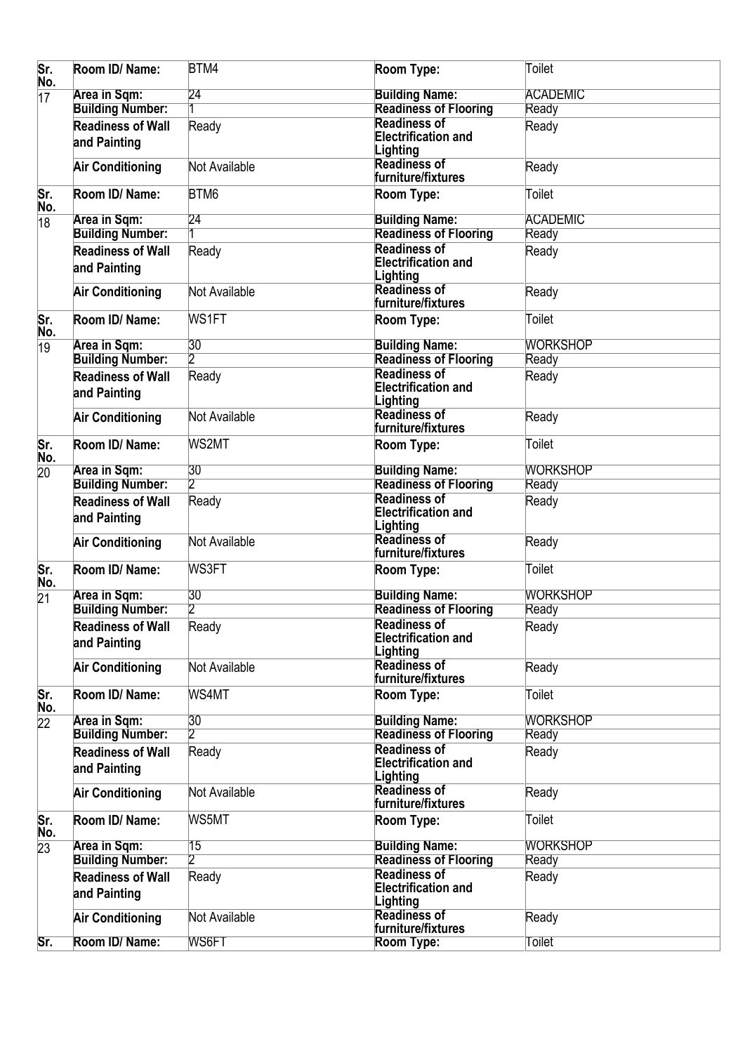| Sr. No. | Room ID/ Name: | BTM4 | Room Type: | Toilet |
|---|---|---|---|---|
| 17 | Area in Sqm: | 24 | Building Name: | ACADEMIC |
| | Building Number: | 1 | Readiness of Flooring | Ready |
| | Readiness of Wall and Painting | Ready | Readiness of Electrification and Lighting | Ready |
| | Air Conditioning | Not Available | Readiness of furniture/fixtures | Ready |
| Sr. No. | Room ID/ Name: | BTM6 | Room Type: | Toilet |
| 18 | Area in Sqm: | 24 | Building Name: | ACADEMIC |
| | Building Number: | 1 | Readiness of Flooring | Ready |
| | Readiness of Wall and Painting | Ready | Readiness of Electrification and Lighting | Ready |
| | Air Conditioning | Not Available | Readiness of furniture/fixtures | Ready |
| Sr. No. | Room ID/ Name: | WS1FT | Room Type: | Toilet |
| 19 | Area in Sqm: | 30 | Building Name: | WORKSHOP |
| | Building Number: | 2 | Readiness of Flooring | Ready |
| | Readiness of Wall and Painting | Ready | Readiness of Electrification and Lighting | Ready |
| | Air Conditioning | Not Available | Readiness of furniture/fixtures | Ready |
| Sr. No. | Room ID/ Name: | WS2MT | Room Type: | Toilet |
| 20 | Area in Sqm: | 30 | Building Name: | WORKSHOP |
| | Building Number: | 2 | Readiness of Flooring | Ready |
| | Readiness of Wall and Painting | Ready | Readiness of Electrification and Lighting | Ready |
| | Air Conditioning | Not Available | Readiness of furniture/fixtures | Ready |
| Sr. No. | Room ID/ Name: | WS3FT | Room Type: | Toilet |
| 21 | Area in Sqm: | 30 | Building Name: | WORKSHOP |
| | Building Number: | 2 | Readiness of Flooring | Ready |
| | Readiness of Wall and Painting | Ready | Readiness of Electrification and Lighting | Ready |
| | Air Conditioning | Not Available | Readiness of furniture/fixtures | Ready |
| Sr. No. | Room ID/ Name: | WS4MT | Room Type: | Toilet |
| 22 | Area in Sqm: | 30 | Building Name: | WORKSHOP |
| | Building Number: | 2 | Readiness of Flooring | Ready |
| | Readiness of Wall and Painting | Ready | Readiness of Electrification and Lighting | Ready |
| | Air Conditioning | Not Available | Readiness of furniture/fixtures | Ready |
| Sr. No. | Room ID/ Name: | WS5MT | Room Type: | Toilet |
| 23 | Area in Sqm: | 15 | Building Name: | WORKSHOP |
| | Building Number: | 2 | Readiness of Flooring | Ready |
| | Readiness of Wall and Painting | Ready | Readiness of Electrification and Lighting | Ready |
| | Air Conditioning | Not Available | Readiness of furniture/fixtures | Ready |
| Sr. | Room ID/ Name: | WS6FT | Room Type: | Toilet |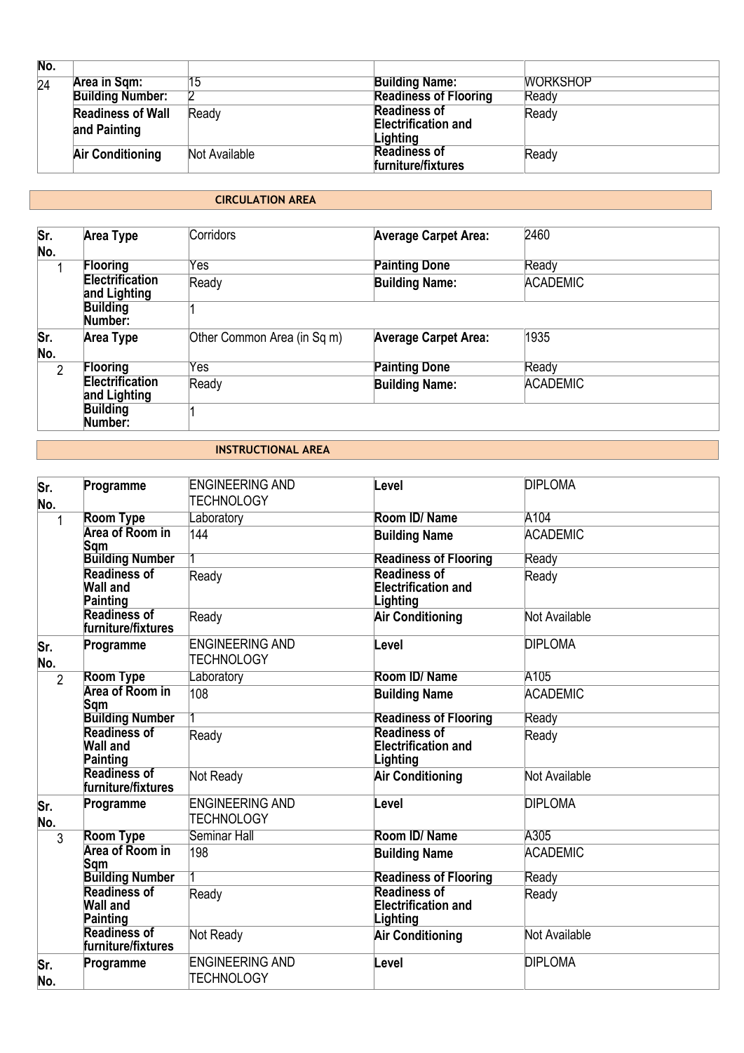| No. | | | | |
|---|---|---|---|---|
| 24 | **Area in Sqm:** | 15 | **Building Name:** | WORKSHOP |
| | **Building Number:** | 2 | **Readiness of Flooring** | Ready |
| | **Readiness of Wall and Painting** | Ready | **Readiness of Electrification and Lighting** | Ready |
| | **Air Conditioning** | Not Available | **Readiness of furniture/fixtures** | Ready |

## CIRCULATION AREA

| Sr. No. | Area Type | Corridors | Average Carpet Area: | 2460 |
|---|---|---|---|---|
| 1 | **Flooring** | Yes | **Painting Done** | Ready |
| | **Electrification and Lighting** | Ready | **Building Name:** | ACADEMIC |
| | **Building Number:** | 1 | | |
| **Sr. No.** | **Area Type** | Other Common Area (in Sq m) | **Average Carpet Area:** | 1935 |
| 2 | **Flooring** | Yes | **Painting Done** | Ready |
| | **Electrification and Lighting** | Ready | **Building Name:** | ACADEMIC |
| | **Building Number:** | 1 | | |

## INSTRUCTIONAL AREA

| Sr. No. | Programme | ENGINEERING AND TECHNOLOGY | Level | DIPLOMA |
|---|---|---|---|---|
| 1 | **Room Type** | Laboratory | **Room ID/ Name** | A104 |
| | **Area of Room in Sqm** | 144 | **Building Name** | ACADEMIC |
| | **Building Number** | 1 | **Readiness of Flooring** | Ready |
| | **Readiness of Wall and Painting** | Ready | **Readiness of Electrification and Lighting** | Ready |
| | **Readiness of furniture/fixtures** | Ready | **Air Conditioning** | Not Available |
| **Sr. No.** | **Programme** | ENGINEERING AND TECHNOLOGY | **Level** | DIPLOMA |
| 2 | **Room Type** | Laboratory | **Room ID/ Name** | A105 |
| | **Area of Room in Sqm** | 108 | **Building Name** | ACADEMIC |
| | **Building Number** | 1 | **Readiness of Flooring** | Ready |
| | **Readiness of Wall and Painting** | Ready | **Readiness of Electrification and Lighting** | Ready |
| | **Readiness of furniture/fixtures** | Not Ready | **Air Conditioning** | Not Available |
| **Sr. No.** | **Programme** | ENGINEERING AND TECHNOLOGY | **Level** | DIPLOMA |
| 3 | **Room Type** | Seminar Hall | **Room ID/ Name** | A305 |
| | **Area of Room in Sqm** | 198 | **Building Name** | ACADEMIC |
| | **Building Number** | 1 | **Readiness of Flooring** | Ready |
| | **Readiness of Wall and Painting** | Ready | **Readiness of Electrification and Lighting** | Ready |
| | **Readiness of furniture/fixtures** | Not Ready | **Air Conditioning** | Not Available |
| **Sr. No.** | **Programme** | ENGINEERING AND TECHNOLOGY | **Level** | DIPLOMA |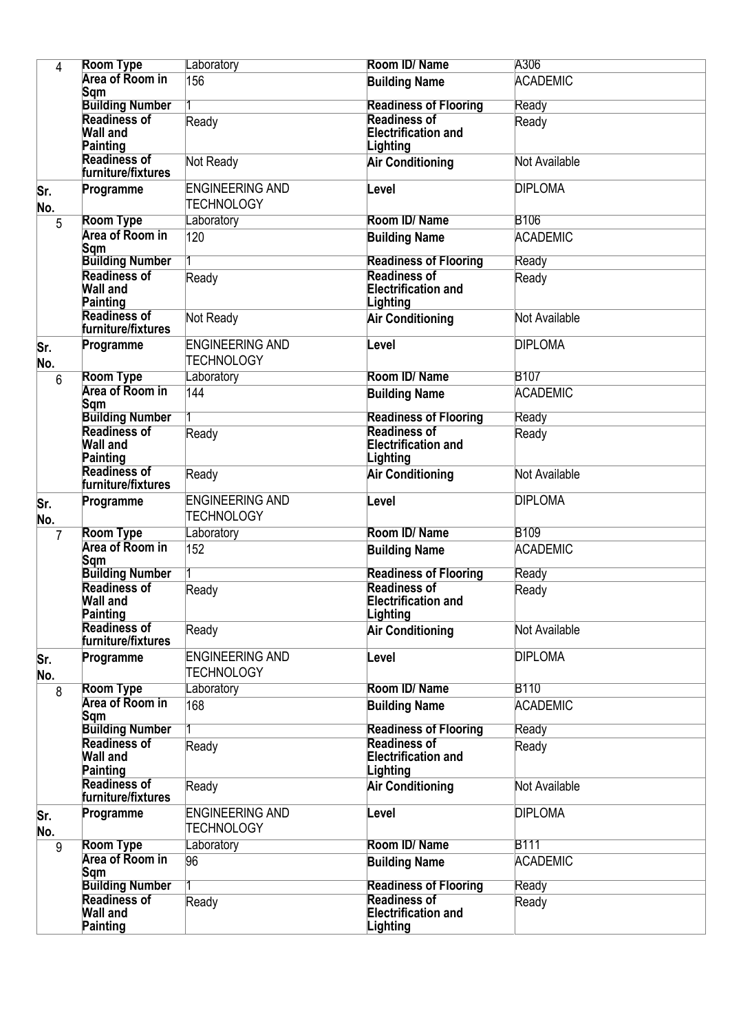| | | | | |
|---|---|---|---|---|
| 4 | **Room Type** | Laboratory | **Room ID/ Name** | A306 |
| | **Area of Room in Sqm** | 156 | **Building Name** | ACADEMIC |
| | **Building Number** | 1 | **Readiness of Flooring** | Ready |
| | **Readiness of Wall and Painting** | Ready | **Readiness of Electrification and Lighting** | Ready |
| | **Readiness of furniture/fixtures** | Not Ready | **Air Conditioning** | Not Available |
| **Sr. No.** | **Programme** | ENGINEERING AND TECHNOLOGY | **Level** | DIPLOMA |
| 5 | **Room Type** | Laboratory | **Room ID/ Name** | B106 |
| | **Area of Room in Sqm** | 120 | **Building Name** | ACADEMIC |
| | **Building Number** | 1 | **Readiness of Flooring** | Ready |
| | **Readiness of Wall and Painting** | Ready | **Readiness of Electrification and Lighting** | Ready |
| | **Readiness of furniture/fixtures** | Not Ready | **Air Conditioning** | Not Available |
| **Sr. No.** | **Programme** | ENGINEERING AND TECHNOLOGY | **Level** | DIPLOMA |
| 6 | **Room Type** | Laboratory | **Room ID/ Name** | B107 |
| | **Area of Room in Sqm** | 144 | **Building Name** | ACADEMIC |
| | **Building Number** | 1 | **Readiness of Flooring** | Ready |
| | **Readiness of Wall and Painting** | Ready | **Readiness of Electrification and Lighting** | Ready |
| | **Readiness of furniture/fixtures** | Ready | **Air Conditioning** | Not Available |
| **Sr. No.** | **Programme** | ENGINEERING AND TECHNOLOGY | **Level** | DIPLOMA |
| 7 | **Room Type** | Laboratory | **Room ID/ Name** | B109 |
| | **Area of Room in Sqm** | 152 | **Building Name** | ACADEMIC |
| | **Building Number** | 1 | **Readiness of Flooring** | Ready |
| | **Readiness of Wall and Painting** | Ready | **Readiness of Electrification and Lighting** | Ready |
| | **Readiness of furniture/fixtures** | Ready | **Air Conditioning** | Not Available |
| **Sr. No.** | **Programme** | ENGINEERING AND TECHNOLOGY | **Level** | DIPLOMA |
| 8 | **Room Type** | Laboratory | **Room ID/ Name** | B110 |
| | **Area of Room in Sqm** | 168 | **Building Name** | ACADEMIC |
| | **Building Number** | 1 | **Readiness of Flooring** | Ready |
| | **Readiness of Wall and Painting** | Ready | **Readiness of Electrification and Lighting** | Ready |
| | **Readiness of furniture/fixtures** | Ready | **Air Conditioning** | Not Available |
| **Sr. No.** | **Programme** | ENGINEERING AND TECHNOLOGY | **Level** | DIPLOMA |
| 9 | **Room Type** | Laboratory | **Room ID/ Name** | B111 |
| | **Area of Room in Sqm** | 96 | **Building Name** | ACADEMIC |
| | **Building Number** | 1 | **Readiness of Flooring** | Ready |
| | **Readiness of Wall and Painting** | Ready | **Readiness of Electrification and Lighting** | Ready |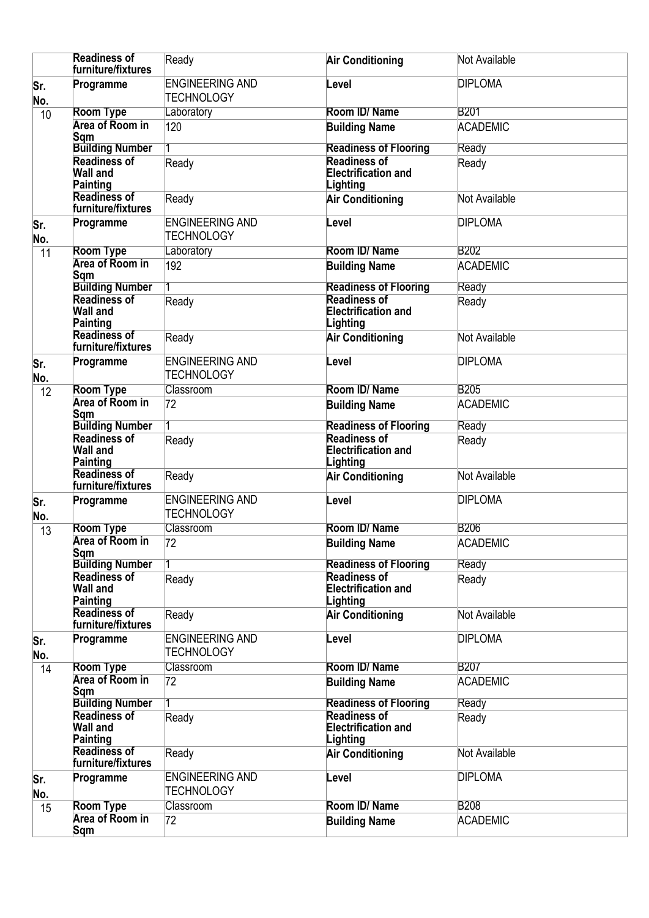| Sr. No. | | | | |
|---|---|---|---|---|
| | Readiness of furniture/fixtures | Ready | Air Conditioning | Not Available |
| Sr. No. | Programme | ENGINEERING AND TECHNOLOGY | Level | DIPLOMA |
| 10 | Room Type | Laboratory | Room ID/ Name | B201 |
| | Area of Room in Sqm | 120 | Building Name | ACADEMIC |
| | Building Number | 1 | Readiness of Flooring | Ready |
| | Readiness of Wall and Painting | Ready | Readiness of Electrification and Lighting | Ready |
| | Readiness of furniture/fixtures | Ready | Air Conditioning | Not Available |
| Sr. No. | Programme | ENGINEERING AND TECHNOLOGY | Level | DIPLOMA |
| 11 | Room Type | Laboratory | Room ID/ Name | B202 |
| | Area of Room in Sqm | 192 | Building Name | ACADEMIC |
| | Building Number | 1 | Readiness of Flooring | Ready |
| | Readiness of Wall and Painting | Ready | Readiness of Electrification and Lighting | Ready |
| | Readiness of furniture/fixtures | Ready | Air Conditioning | Not Available |
| Sr. No. | Programme | ENGINEERING AND TECHNOLOGY | Level | DIPLOMA |
| 12 | Room Type | Classroom | Room ID/ Name | B205 |
| | Area of Room in Sqm | 72 | Building Name | ACADEMIC |
| | Building Number | 1 | Readiness of Flooring | Ready |
| | Readiness of Wall and Painting | Ready | Readiness of Electrification and Lighting | Ready |
| | Readiness of furniture/fixtures | Ready | Air Conditioning | Not Available |
| Sr. No. | Programme | ENGINEERING AND TECHNOLOGY | Level | DIPLOMA |
| 13 | Room Type | Classroom | Room ID/ Name | B206 |
| | Area of Room in Sqm | 72 | Building Name | ACADEMIC |
| | Building Number | 1 | Readiness of Flooring | Ready |
| | Readiness of Wall and Painting | Ready | Readiness of Electrification and Lighting | Ready |
| | Readiness of furniture/fixtures | Ready | Air Conditioning | Not Available |
| Sr. No. | Programme | ENGINEERING AND TECHNOLOGY | Level | DIPLOMA |
| 14 | Room Type | Classroom | Room ID/ Name | B207 |
| | Area of Room in Sqm | 72 | Building Name | ACADEMIC |
| | Building Number | 1 | Readiness of Flooring | Ready |
| | Readiness of Wall and Painting | Ready | Readiness of Electrification and Lighting | Ready |
| | Readiness of furniture/fixtures | Ready | Air Conditioning | Not Available |
| Sr. No. | Programme | ENGINEERING AND TECHNOLOGY | Level | DIPLOMA |
| 15 | Room Type | Classroom | Room ID/ Name | B208 |
| | Area of Room in Sqm | 72 | Building Name | ACADEMIC |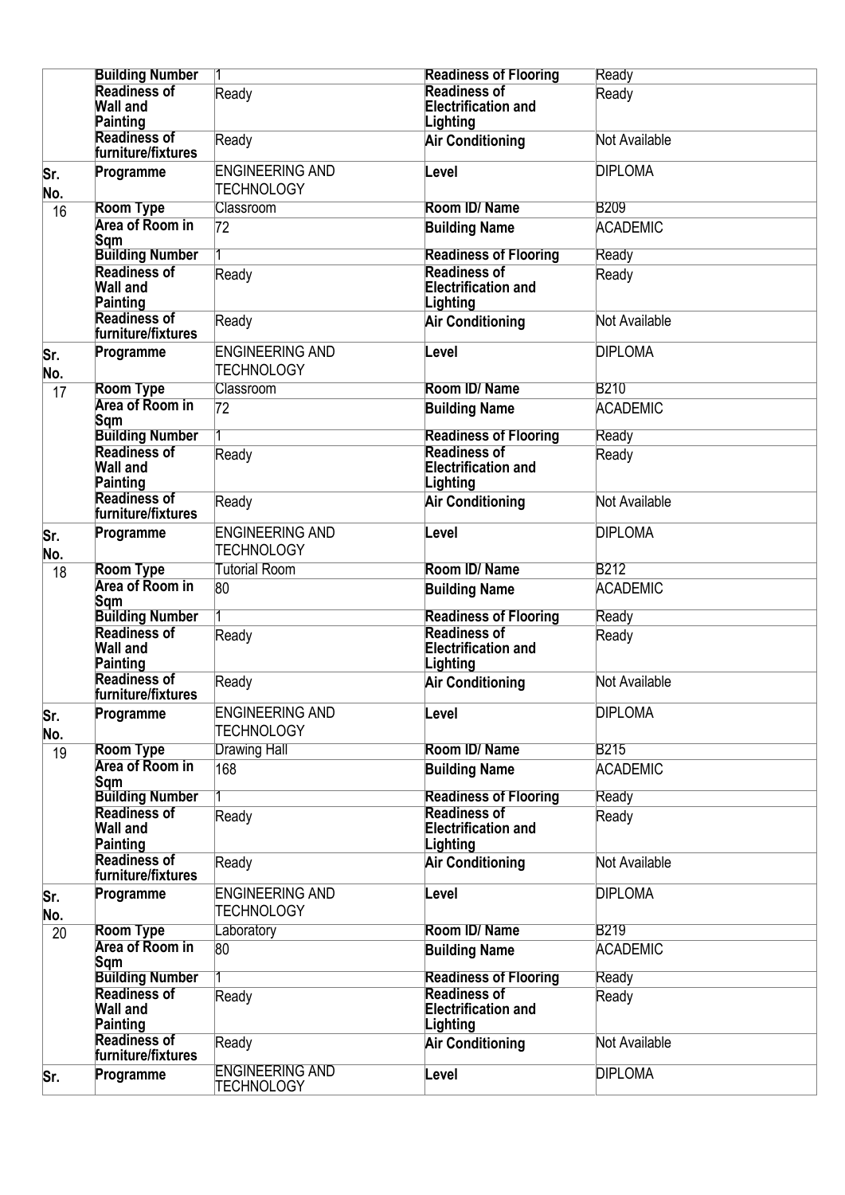| | | | | |
|---|---|---|---|---|
| | Building Number | 1 | Readiness of Flooring | Ready |
| | Readiness of Wall and Painting | Ready | Readiness of Electrification and Lighting | Ready |
| | Readiness of furniture/fixtures | Ready | Air Conditioning | Not Available |
| Sr. No. | Programme | ENGINEERING AND TECHNOLOGY | Level | DIPLOMA |
| 16 | Room Type | Classroom | Room ID/ Name | B209 |
| | Area of Room in Sqm | 72 | Building Name | ACADEMIC |
| | Building Number | 1 | Readiness of Flooring | Ready |
| | Readiness of Wall and Painting | Ready | Readiness of Electrification and Lighting | Ready |
| | Readiness of furniture/fixtures | Ready | Air Conditioning | Not Available |
| Sr. No. | Programme | ENGINEERING AND TECHNOLOGY | Level | DIPLOMA |
| 17 | Room Type | Classroom | Room ID/ Name | B210 |
| | Area of Room in Sqm | 72 | Building Name | ACADEMIC |
| | Building Number | 1 | Readiness of Flooring | Ready |
| | Readiness of Wall and Painting | Ready | Readiness of Electrification and Lighting | Ready |
| | Readiness of furniture/fixtures | Ready | Air Conditioning | Not Available |
| Sr. No. | Programme | ENGINEERING AND TECHNOLOGY | Level | DIPLOMA |
| 18 | Room Type | Tutorial Room | Room ID/ Name | B212 |
| | Area of Room in Sqm | 80 | Building Name | ACADEMIC |
| | Building Number | 1 | Readiness of Flooring | Ready |
| | Readiness of Wall and Painting | Ready | Readiness of Electrification and Lighting | Ready |
| | Readiness of furniture/fixtures | Ready | Air Conditioning | Not Available |
| Sr. No. | Programme | ENGINEERING AND TECHNOLOGY | Level | DIPLOMA |
| 19 | Room Type | Drawing Hall | Room ID/ Name | B215 |
| | Area of Room in Sqm | 168 | Building Name | ACADEMIC |
| | Building Number | 1 | Readiness of Flooring | Ready |
| | Readiness of Wall and Painting | Ready | Readiness of Electrification and Lighting | Ready |
| | Readiness of furniture/fixtures | Ready | Air Conditioning | Not Available |
| Sr. No. | Programme | ENGINEERING AND TECHNOLOGY | Level | DIPLOMA |
| 20 | Room Type | Laboratory | Room ID/ Name | B219 |
| | Area of Room in Sqm | 80 | Building Name | ACADEMIC |
| | Building Number | 1 | Readiness of Flooring | Ready |
| | Readiness of Wall and Painting | Ready | Readiness of Electrification and Lighting | Ready |
| | Readiness of furniture/fixtures | Ready | Air Conditioning | Not Available |
| Sr. | Programme | ENGINEERING AND TECHNOLOGY | Level | DIPLOMA |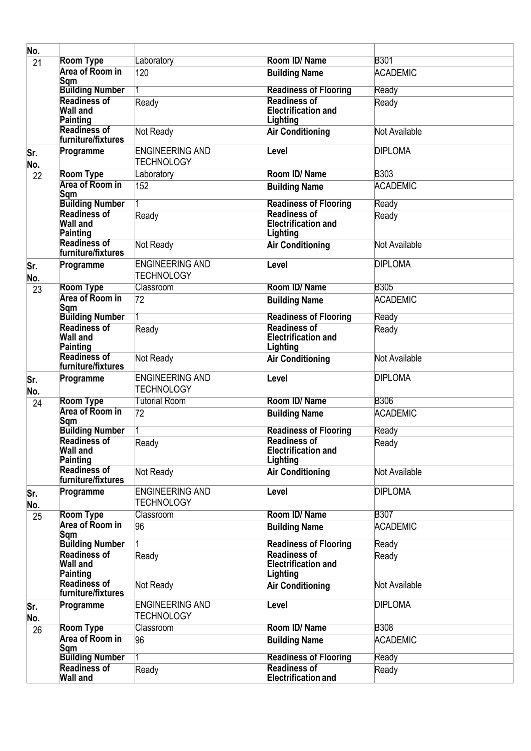| No. | | | | |
|---|---|---|---|---|
| 21 | **Room Type** | Laboratory | **Room ID/ Name** | B301 |
| | **Area of Room in Sqm** | 120 | **Building Name** | ACADEMIC |
| | **Building Number** | 1 | **Readiness of Flooring** | Ready |
| | **Readiness of Wall and Painting** | Ready | **Readiness of Electrification and Lighting** | Ready |
| | **Readiness of furniture/fixtures** | Not Ready | **Air Conditioning** | Not Available |
| **Sr. No.** | **Programme** | ENGINEERING AND TECHNOLOGY | **Level** | DIPLOMA |
| 22 | **Room Type** | Laboratory | **Room ID/ Name** | B303 |
| | **Area of Room in Sqm** | 152 | **Building Name** | ACADEMIC |
| | **Building Number** | 1 | **Readiness of Flooring** | Ready |
| | **Readiness of Wall and Painting** | Ready | **Readiness of Electrification and Lighting** | Ready |
| | **Readiness of furniture/fixtures** | Not Ready | **Air Conditioning** | Not Available |
| **Sr. No.** | **Programme** | ENGINEERING AND TECHNOLOGY | **Level** | DIPLOMA |
| 23 | **Room Type** | Classroom | **Room ID/ Name** | B305 |
| | **Area of Room in Sqm** | 72 | **Building Name** | ACADEMIC |
| | **Building Number** | 1 | **Readiness of Flooring** | Ready |
| | **Readiness of Wall and Painting** | Ready | **Readiness of Electrification and Lighting** | Ready |
| | **Readiness of furniture/fixtures** | Not Ready | **Air Conditioning** | Not Available |
| **Sr. No.** | **Programme** | ENGINEERING AND TECHNOLOGY | **Level** | DIPLOMA |
| 24 | **Room Type** | Tutorial Room | **Room ID/ Name** | B306 |
| | **Area of Room in Sqm** | 72 | **Building Name** | ACADEMIC |
| | **Building Number** | 1 | **Readiness of Flooring** | Ready |
| | **Readiness of Wall and Painting** | Ready | **Readiness of Electrification and Lighting** | Ready |
| | **Readiness of furniture/fixtures** | Not Ready | **Air Conditioning** | Not Available |
| **Sr. No.** | **Programme** | ENGINEERING AND TECHNOLOGY | **Level** | DIPLOMA |
| 25 | **Room Type** | Classroom | **Room ID/ Name** | B307 |
| | **Area of Room in Sqm** | 96 | **Building Name** | ACADEMIC |
| | **Building Number** | 1 | **Readiness of Flooring** | Ready |
| | **Readiness of Wall and Painting** | Ready | **Readiness of Electrification and Lighting** | Ready |
| | **Readiness of furniture/fixtures** | Not Ready | **Air Conditioning** | Not Available |
| **Sr. No.** | **Programme** | ENGINEERING AND TECHNOLOGY | **Level** | DIPLOMA |
| 26 | **Room Type** | Classroom | **Room ID/ Name** | B308 |
| | **Area of Room in Sqm** | 96 | **Building Name** | ACADEMIC |
| | **Building Number** | 1 | **Readiness of Flooring** | Ready |
| | **Readiness of Wall and** | Ready | **Readiness of Electrification and** | Ready |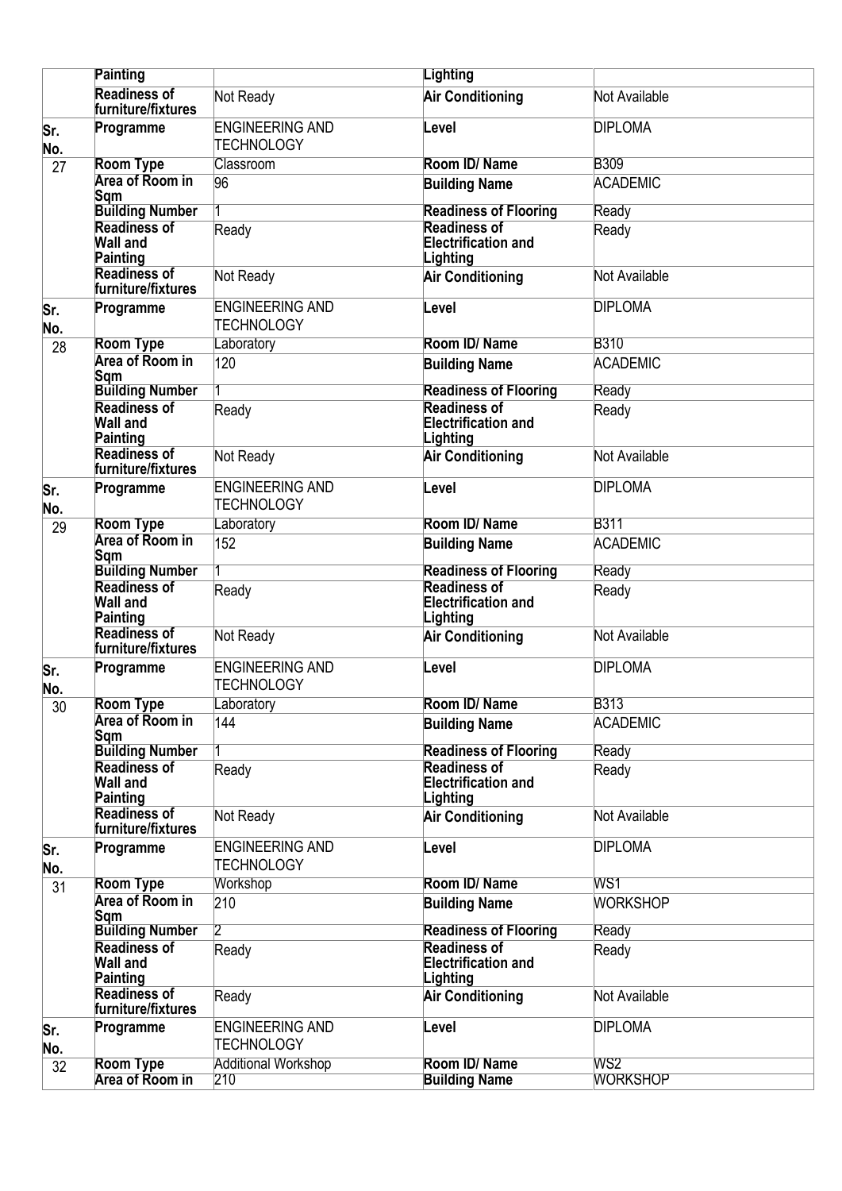| Sr. No. | | | | |
|---|---|---|---|---|
| | Painting | | Lighting | |
| | Readiness of furniture/fixtures | Not Ready | Air Conditioning | Not Available |
| Sr. No. | Programme | ENGINEERING AND TECHNOLOGY | Level | DIPLOMA |
| 27 | Room Type | Classroom | Room ID/ Name | B309 |
| | Area of Room in Sqm | 96 | Building Name | ACADEMIC |
| | Building Number | 1 | Readiness of Flooring | Ready |
| | Readiness of Wall and Painting | Ready | Readiness of Electrification and Lighting | Ready |
| | Readiness of furniture/fixtures | Not Ready | Air Conditioning | Not Available |
| Sr. No. | Programme | ENGINEERING AND TECHNOLOGY | Level | DIPLOMA |
| 28 | Room Type | Laboratory | Room ID/ Name | B310 |
| | Area of Room in Sqm | 120 | Building Name | ACADEMIC |
| | Building Number | 1 | Readiness of Flooring | Ready |
| | Readiness of Wall and Painting | Ready | Readiness of Electrification and Lighting | Ready |
| | Readiness of furniture/fixtures | Not Ready | Air Conditioning | Not Available |
| Sr. No. | Programme | ENGINEERING AND TECHNOLOGY | Level | DIPLOMA |
| 29 | Room Type | Laboratory | Room ID/ Name | B311 |
| | Area of Room in Sqm | 152 | Building Name | ACADEMIC |
| | Building Number | 1 | Readiness of Flooring | Ready |
| | Readiness of Wall and Painting | Ready | Readiness of Electrification and Lighting | Ready |
| | Readiness of furniture/fixtures | Not Ready | Air Conditioning | Not Available |
| Sr. No. | Programme | ENGINEERING AND TECHNOLOGY | Level | DIPLOMA |
| 30 | Room Type | Laboratory | Room ID/ Name | B313 |
| | Area of Room in Sqm | 144 | Building Name | ACADEMIC |
| | Building Number | 1 | Readiness of Flooring | Ready |
| | Readiness of Wall and Painting | Ready | Readiness of Electrification and Lighting | Ready |
| | Readiness of furniture/fixtures | Not Ready | Air Conditioning | Not Available |
| Sr. No. | Programme | ENGINEERING AND TECHNOLOGY | Level | DIPLOMA |
| 31 | Room Type | Workshop | Room ID/ Name | WS1 |
| | Area of Room in Sqm | 210 | Building Name | WORKSHOP |
| | Building Number | 2 | Readiness of Flooring | Ready |
| | Readiness of Wall and Painting | Ready | Readiness of Electrification and Lighting | Ready |
| | Readiness of furniture/fixtures | Ready | Air Conditioning | Not Available |
| Sr. No. | Programme | ENGINEERING AND TECHNOLOGY | Level | DIPLOMA |
| 32 | Room Type | Additional Workshop | Room ID/ Name | WS2 |
| | Area of Room in | 210 | Building Name | WORKSHOP |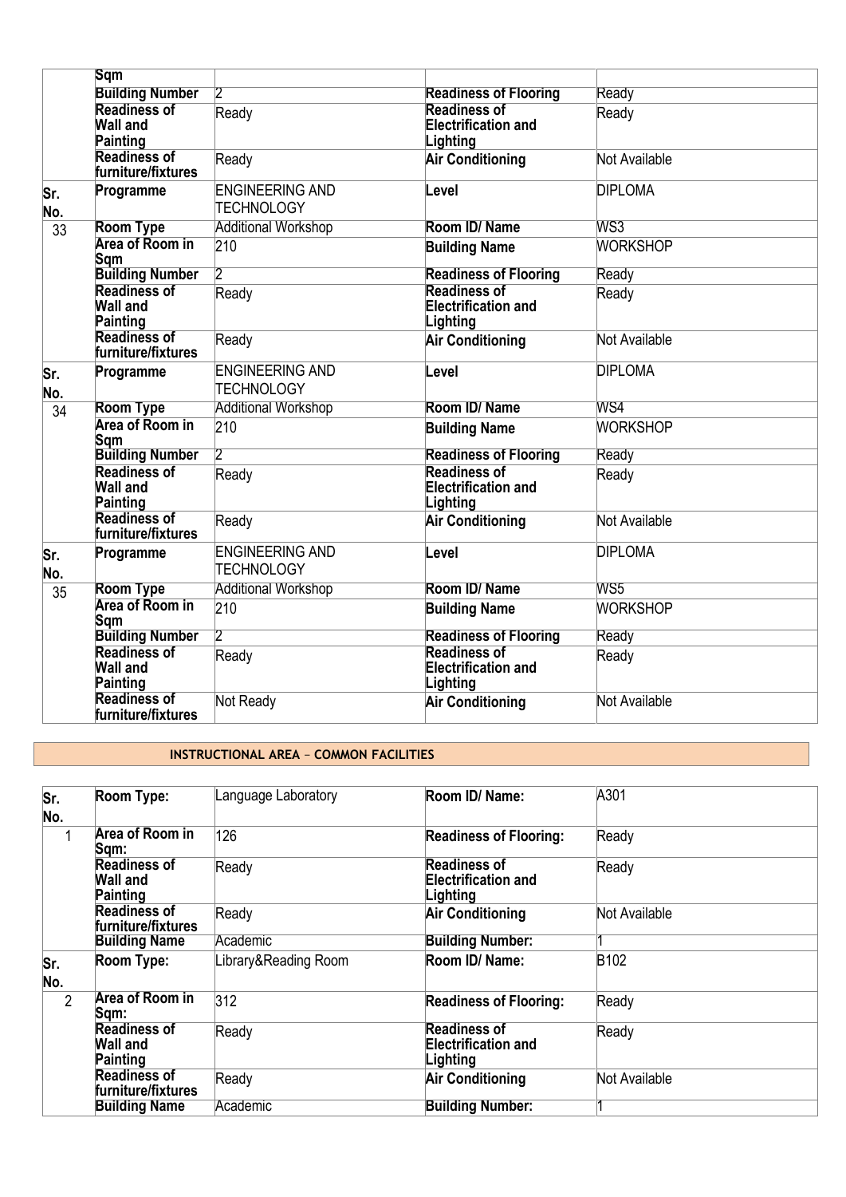| | Sqm | | | |
|---|---|---|---|---|
| | Building Number | 2 | Readiness of Flooring | Ready |
| | Readiness of Wall and Painting | Ready | Readiness of Electrification and Lighting | Ready |
| | Readiness of furniture/fixtures | Ready | Air Conditioning | Not Available |
| Sr. No. | Programme | ENGINEERING AND TECHNOLOGY | Level | DIPLOMA |
| 33 | Room Type | Additional Workshop | Room ID/ Name | WS3 |
| | Area of Room in Sqm | 210 | Building Name | WORKSHOP |
| | Building Number | 2 | Readiness of Flooring | Ready |
| | Readiness of Wall and Painting | Ready | Readiness of Electrification and Lighting | Ready |
| | Readiness of furniture/fixtures | Ready | Air Conditioning | Not Available |
| Sr. No. | Programme | ENGINEERING AND TECHNOLOGY | Level | DIPLOMA |
| 34 | Room Type | Additional Workshop | Room ID/ Name | WS4 |
| | Area of Room in Sqm | 210 | Building Name | WORKSHOP |
| | Building Number | 2 | Readiness of Flooring | Ready |
| | Readiness of Wall and Painting | Ready | Readiness of Electrification and Lighting | Ready |
| | Readiness of furniture/fixtures | Ready | Air Conditioning | Not Available |
| Sr. No. | Programme | ENGINEERING AND TECHNOLOGY | Level | DIPLOMA |
| 35 | Room Type | Additional Workshop | Room ID/ Name | WS5 |
| | Area of Room in Sqm | 210 | Building Name | WORKSHOP |
| | Building Number | 2 | Readiness of Flooring | Ready |
| | Readiness of Wall and Painting | Ready | Readiness of Electrification and Lighting | Ready |
| | Readiness of furniture/fixtures | Not Ready | Air Conditioning | Not Available |

## INSTRUCTIONAL AREA – COMMON FACILITIES

| Sr. No. | Room Type: | Language Laboratory | Room ID/ Name: | A301 |
|---|---|---|---|---|
| 1 | Area of Room in Sqm: | 126 | Readiness of Flooring: | Ready |
| | Readiness of Wall and Painting | Ready | Readiness of Electrification and Lighting | Ready |
| | Readiness of furniture/fixtures | Ready | Air Conditioning | Not Available |
| | Building Name | Academic | Building Number: | 1 |
| Sr. No. | Room Type: | Library&Reading Room | Room ID/ Name: | B102 |
| 2 | Area of Room in Sqm: | 312 | Readiness of Flooring: | Ready |
| | Readiness of Wall and Painting | Ready | Readiness of Electrification and Lighting | Ready |
| | Readiness of furniture/fixtures | Ready | Air Conditioning | Not Available |
| | Building Name | Academic | Building Number: | 1 |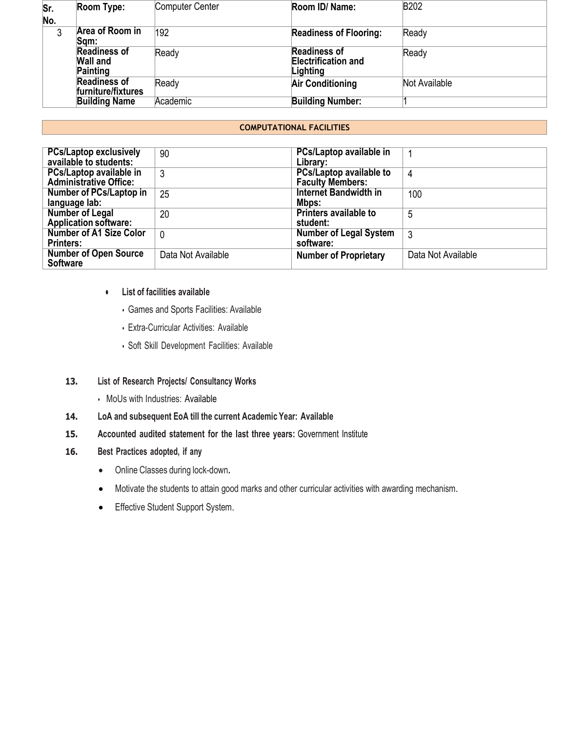| Sr. No. | Room Type: | Computer Center | Room ID/ Name: | B202 |
|---|---|---|---|---|
| 3 | Area of Room in Sqm: | 192 | Readiness of Flooring: | Ready |
| | Readiness of Wall and Painting | Ready | Readiness of Electrification and Lighting | Ready |
| | Readiness of furniture/fixtures | Ready | Air Conditioning | Not Available |
| | Building Name | Academic | Building Number: | 1 |

**COMPUTATIONAL FACILITIES**

| | | | |
|---|---|---|---|
| **PCs/Laptop exclusively available to students:** | 90 | **PCs/Laptop available in Library:** | 1 |
| **PCs/Laptop available in Administrative Office:** | 3 | **PCs/Laptop available to Faculty Members:** | 4 |
| **Number of PCs/Laptop in language lab:** | 25 | **Internet Bandwidth in Mbps:** | 100 |
| **Number of Legal Application software:** | 20 | **Printers available to student:** | 5 |
| **Number of A1 Size Color Printers:** | 0 | **Number of Legal System software:** | 3 |
| **Number of Open Source Software** | Data Not Available | **Number of Proprietary** | Data Not Available |

- **List of facilities available**
  - Games and Sports Facilities: Available
  - Extra-Curricular Activities: Available
  - Soft Skill Development Facilities: Available

**13. List of Research Projects/ Consultancy Works**

- MoUs with Industries: Available

**14. LoA and subsequent EoA till the current Academic Year: Available**

**15. Accounted audited statement for the last three years:** Government Institute

**16. Best Practices adopted, if any**

- Online Classes during lock-down.
- Motivate the students to attain good marks and other curricular activities with awarding mechanism.
- Effective Student Support System.